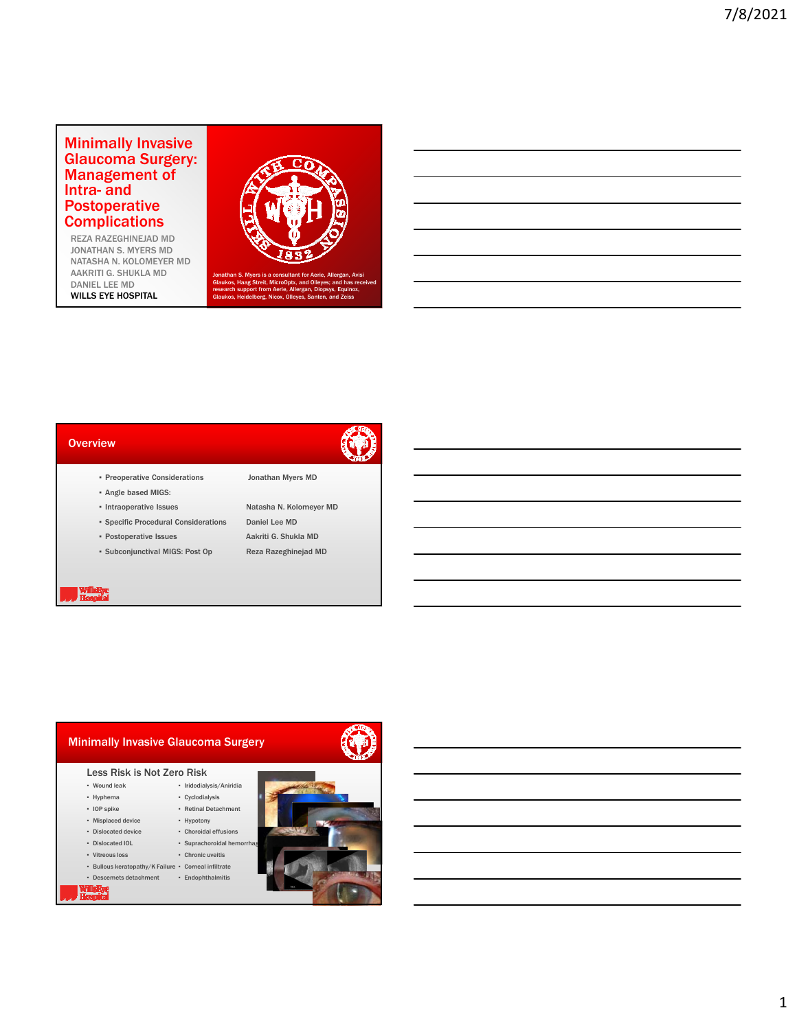# Minimally Invasive Glaucoma Surgery: Management of Intra- and Postoperative Complications

REZA RAZEGHINEJAD MD
JONATHAN S. MYERS MD
NATASHA N. KOLOMEYER MD
AAKRITI G. SHUKLA MD
DANIEL LEE MD
WILLS EYE HOSPITAL

Jonathan S. Myers is a consultant for Aerie, Allergan, Avisi Glaukos, Haag Streit, MicroOptx, and Olleyes; and has received research support from Aerie, Allergan, Diopsys, Equinox, Glaukos, Heidelberg, Nicox, Olleyes, Santen, and Zeiss

## Overview

- Preoperative Considerations — Jonathan Myers MD
- Angle based MIGS:
- Intraoperative Issues — Natasha N. Kolomeyer MD
- Specific Procedural Considerations — Daniel Lee MD
- Postoperative Issues — Aakriti G. Shukla MD
- Subconjunctival MIGS: Post Op — Reza Razeghinejad MD

## Minimally Invasive Glaucoma Surgery

### Less Risk is Not Zero Risk

- Wound leak
- Hyphema
- IOP spike
- Misplaced device
- Dislocated device
- Dislocated IOL
- Vitreous loss
- Bullous keratopathy/K Failure
- Descemets detachment
- Iridodialysis/Aniridia
- Cyclodialysis
- Retinal Detachment
- Hypotony
- Choroidal effusions
- Suprachoroidal hemorrhage
- Chronic uveitis
- Corneal infiltrate
- Endophthalmitis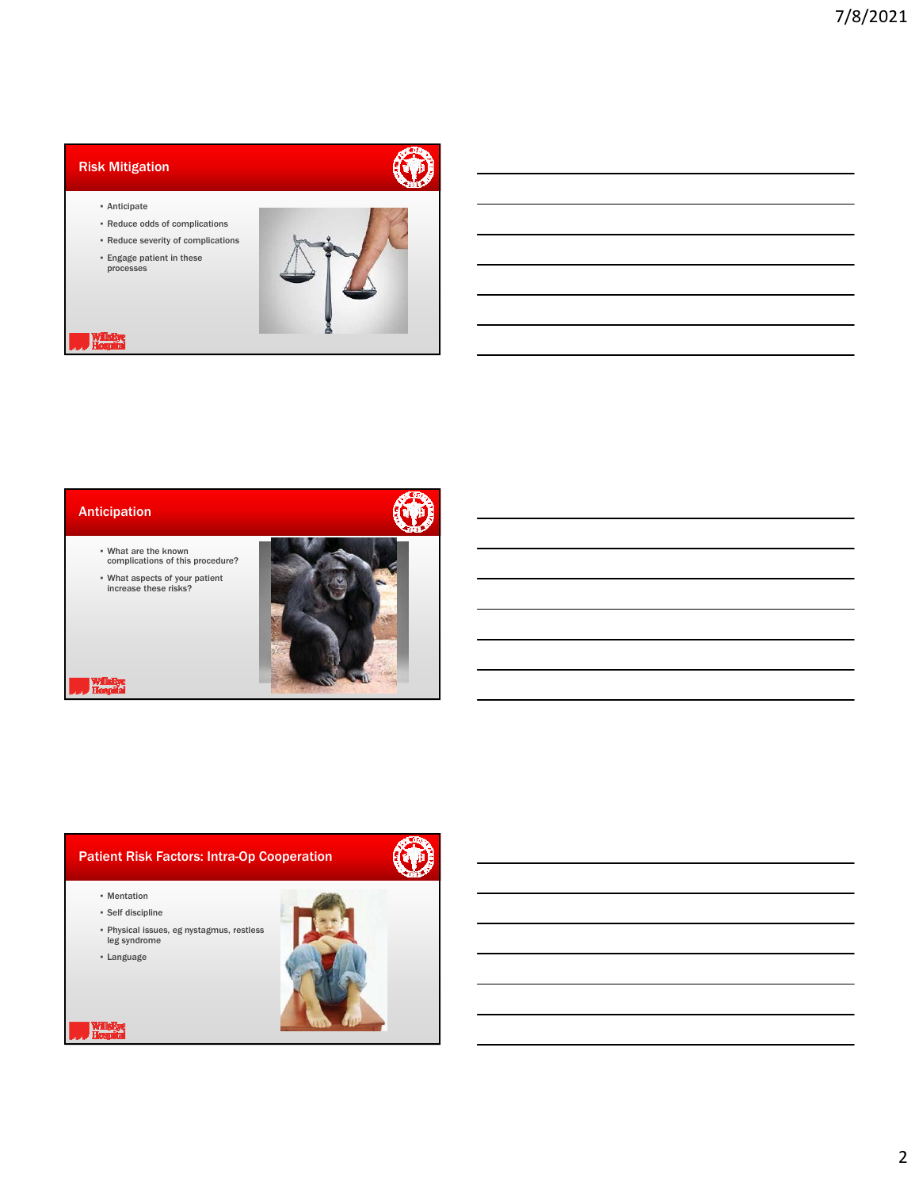## Risk Mitigation

- Anticipate
- Reduce odds of complications
- Reduce severity of complications
- Engage patient in these processes

## Anticipation

- What are the known complications of this procedure?
- What aspects of your patient increase these risks?

## Patient Risk Factors: Intra-Op Cooperation

- Mentation
- Self discipline
- Physical issues, eg nystagmus, restless leg syndrome
- Language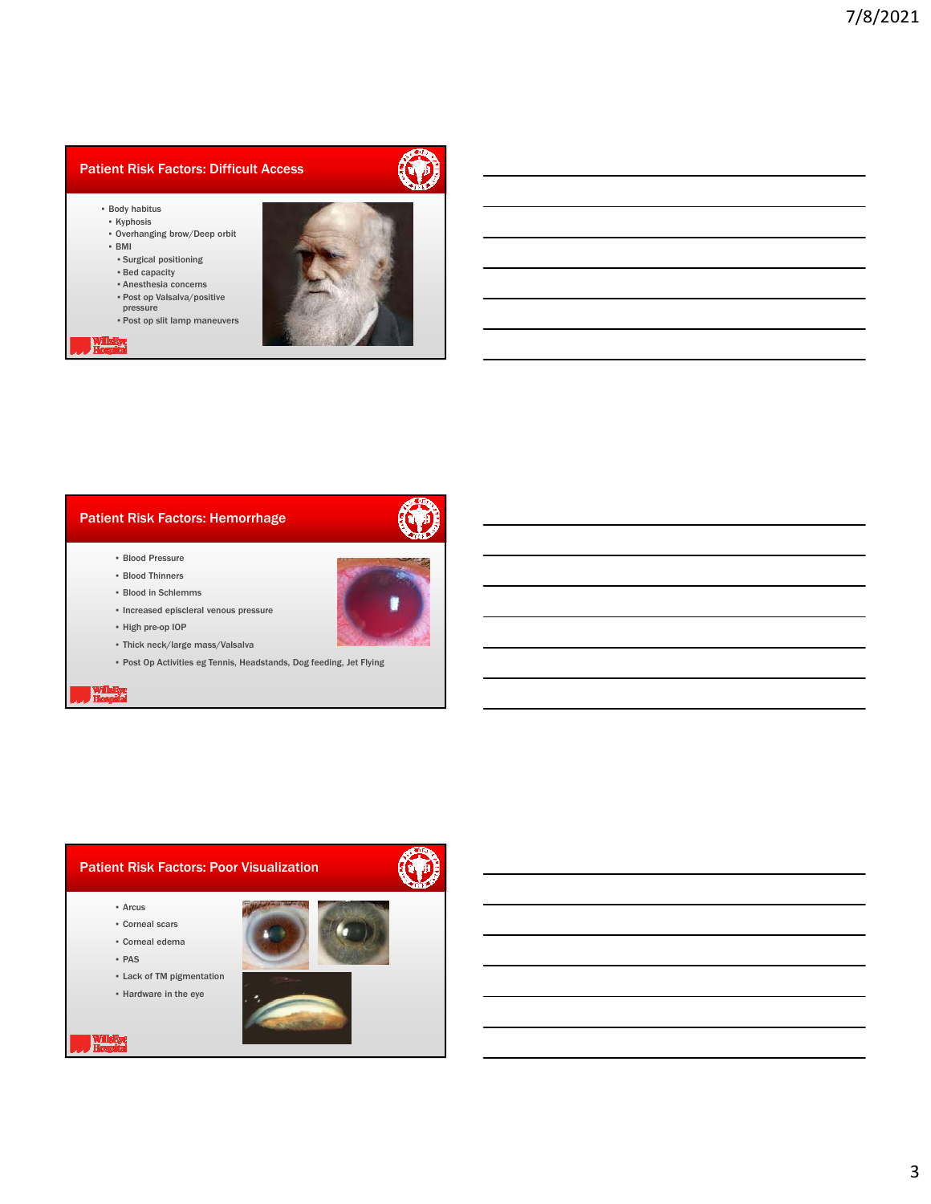## Patient Risk Factors: Difficult Access

- Body habitus
  - Kyphosis
  - Overhanging brow/Deep orbit
  - BMI
    - Surgical positioning
    - Bed capacity
    - Anesthesia concerns
    - Post op Valsalva/positive pressure
    - Post op slit lamp maneuvers

## Patient Risk Factors: Hemorrhage

- Blood Pressure
- Blood Thinners
- Blood in Schlemms
- Increased episcleral venous pressure
- High pre-op IOP
- Thick neck/large mass/Valsalva
- Post Op Activities eg Tennis, Headstands, Dog feeding, Jet Flying

## Patient Risk Factors: Poor Visualization

- Arcus
- Corneal scars
- Corneal edema
- PAS
- Lack of TM pigmentation
- Hardware in the eye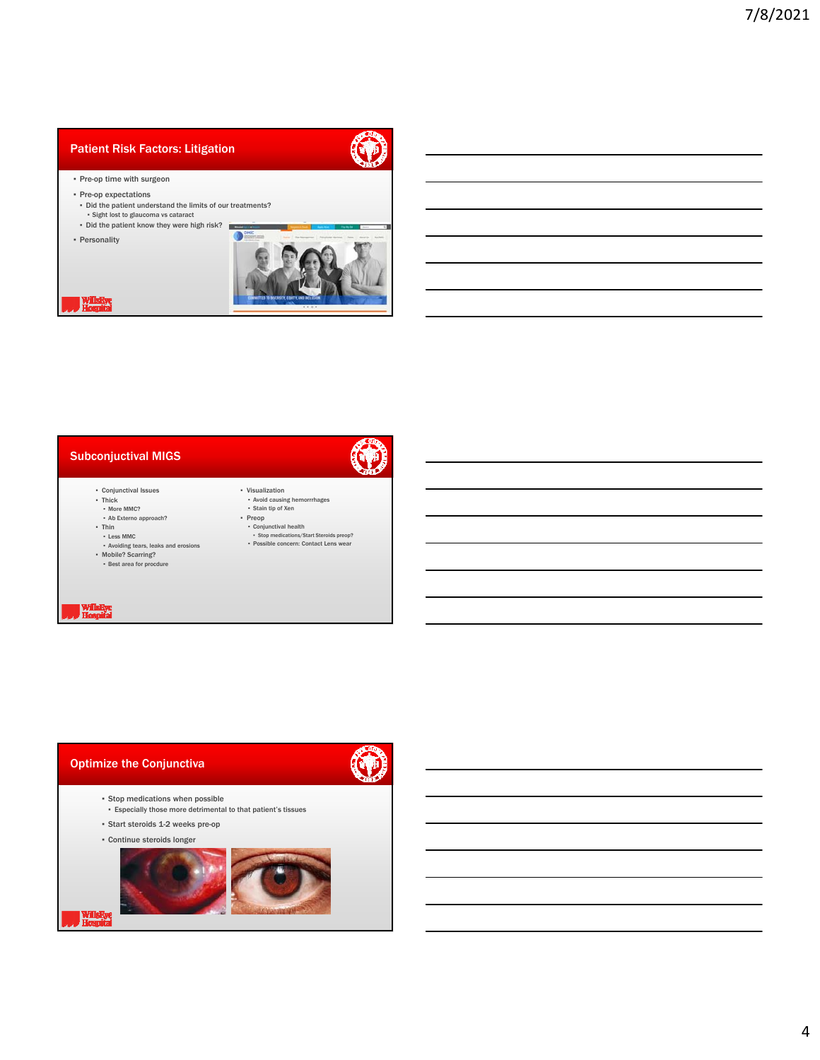## Patient Risk Factors: Litigation

- Pre-op time with surgeon
- Pre-op expectations
  - Did the patient understand the limits of our treatments?
    - Sight lost to glaucoma vs cataract
  - Did the patient know they were high risk?
- Personality

## Subconjuctival MIGS

- Conjunctival Issues
- Thick
  - More MMC?
  - Ab Externo approach?
- Thin
  - Less MMC
  - Avoiding tears, leaks and erosions
- Mobile? Scarring?
  - Best area for procdure
- Visualization
  - Avoid causing hemorrrhages
  - Stain tip of Xen
- Preop
  - Conjunctival health
    - Stop medications/Start Steroids preop?
  - Possible concern: Contact Lens wear

## Optimize the Conjunctiva

- Stop medications when possible
  - Especially those more detrimental to that patient's tissues
- Start steroids 1-2 weeks pre-op
- Continue steroids longer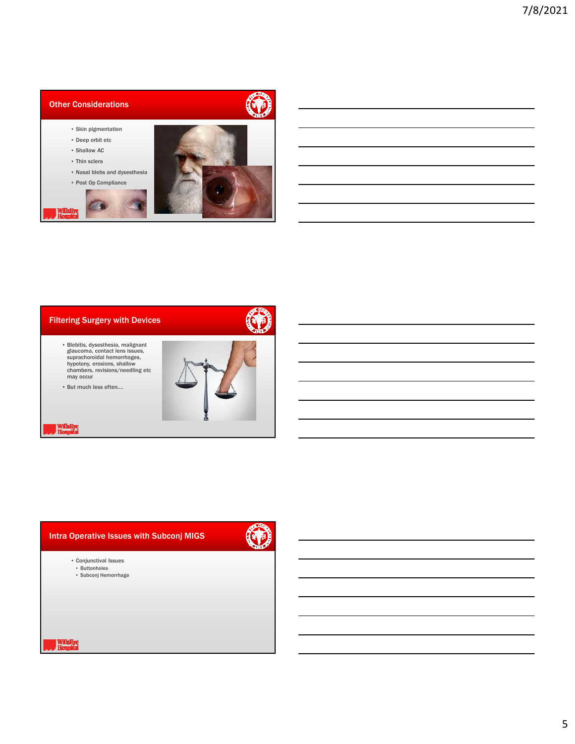## Other Considerations

- Skin pigmentation
- Deep orbit etc
- Shallow AC
- Thin sclera
- Nasal blebs and dysesthesia
- Post Op Compliance

## Filtering Surgery with Devices

- Blebitis, dysesthesia, malignant glaucoma, contact lens issues, suprachoroidal hemorrhages, hypotony, erosions, shallow chambers, revisions/needling etc may occur
- But much less often....

## Intra Operative Issues with Subconj MIGS

- Conjunctival Issues
  - Buttonholes
  - Subconj Hemorrhage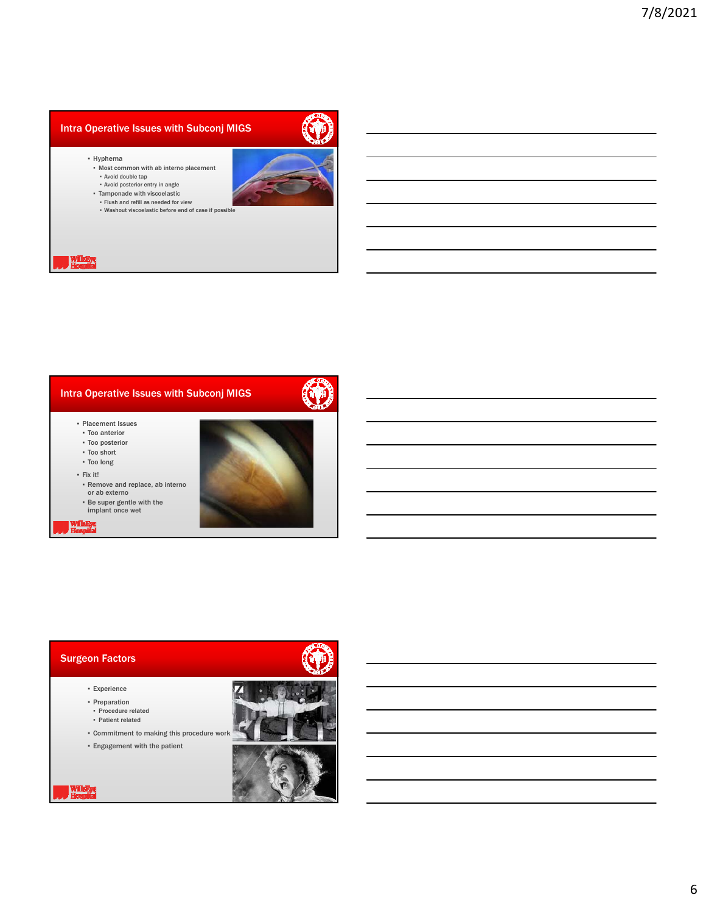## Intra Operative Issues with Subconj MIGS

- Hyphema
  - Most common with ab interno placement
    - Avoid double tap
    - Avoid posterior entry in angle
  - Tamponade with viscoelastic
    - Flush and refill as needed for view
    - Washout viscoelastic before end of case if possible

## Intra Operative Issues with Subconj MIGS

- Placement Issues
  - Too anterior
  - Too posterior
  - Too short
  - Too long
- Fix it!
  - Remove and replace, ab interno or ab externo
  - Be super gentle with the implant once wet

## Surgeon Factors

- Experience
- Preparation
  - Procedure related
  - Patient related
- Commitment to making this procedure work
- Engagement with the patient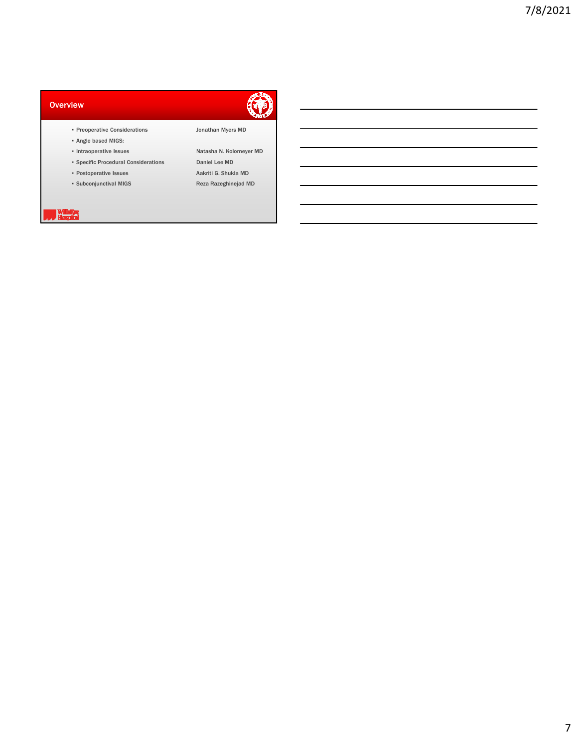## Overview

| | |
|---|---|
| • Preoperative Considerations | Jonathan Myers MD |
| • Angle based MIGS: | |
| • Intraoperative Issues | Natasha N. Kolomeyer MD |
| • Specific Procedural Considerations | Daniel Lee MD |
| • Postoperative Issues | Aakriti G. Shukla MD |
| • Subconjunctival MIGS | Reza Razeghinejad MD |

Wills Eye Hospital